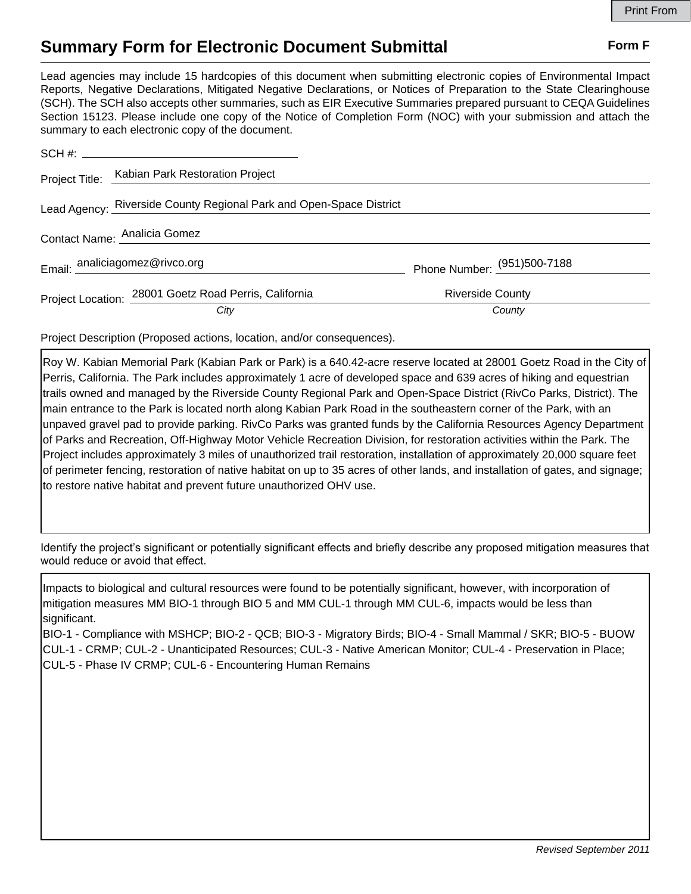Print From

# Summary Form for Electronic Document Submittal

**Form F**

Lead agencies may include 15 hardcopies of this document when submitting electronic copies of Environmental Impact Reports, Negative Declarations, Mitigated Negative Declarations, or Notices of Preparation to the State Clearinghouse (SCH). The SCH also accepts other summaries, such as EIR Executive Summaries prepared pursuant to CEQA Guidelines Section 15123. Please include one copy of the Notice of Completion Form (NOC) with your submission and attach the summary to each electronic copy of the document.

SCH #: ______________________

Project Title: Kabian Park Restoration Project

Lead Agency: Riverside County Regional Park and Open-Space District

Contact Name: Analicia Gomez

Email: analiciagomez@rivco.org

Phone Number: (951)500-7188

Project Location: 28001 Goetz Road Perris, California (*City*) — Riverside County (*County*)

Project Description (Proposed actions, location, and/or consequences).

Roy W. Kabian Memorial Park (Kabian Park or Park) is a 640.42-acre reserve located at 28001 Goetz Road in the City of Perris, California. The Park includes approximately 1 acre of developed space and 639 acres of hiking and equestrian trails owned and managed by the Riverside County Regional Park and Open-Space District (RivCo Parks, District). The main entrance to the Park is located north along Kabian Park Road in the southeastern corner of the Park, with an unpaved gravel pad to provide parking. RivCo Parks was granted funds by the California Resources Agency Department of Parks and Recreation, Off-Highway Motor Vehicle Recreation Division, for restoration activities within the Park. The Project includes approximately 3 miles of unauthorized trail restoration, installation of approximately 20,000 square feet of perimeter fencing, restoration of native habitat on up to 35 acres of other lands, and installation of gates, and signage; to restore native habitat and prevent future unauthorized OHV use.

Identify the project's significant or potentially significant effects and briefly describe any proposed mitigation measures that would reduce or avoid that effect.

Impacts to biological and cultural resources were found to be potentially significant, however, with incorporation of mitigation measures MM BIO-1 through BIO 5 and MM CUL-1 through MM CUL-6, impacts would be less than significant.

BIO-1 - Compliance with MSHCP; BIO-2 - QCB; BIO-3 - Migratory Birds; BIO-4 - Small Mammal / SKR; BIO-5 - BUOW

CUL-1 - CRMP; CUL-2 - Unanticipated Resources; CUL-3 - Native American Monitor; CUL-4 - Preservation in Place; CUL-5 - Phase IV CRMP; CUL-6 - Encountering Human Remains

*Revised September 2011*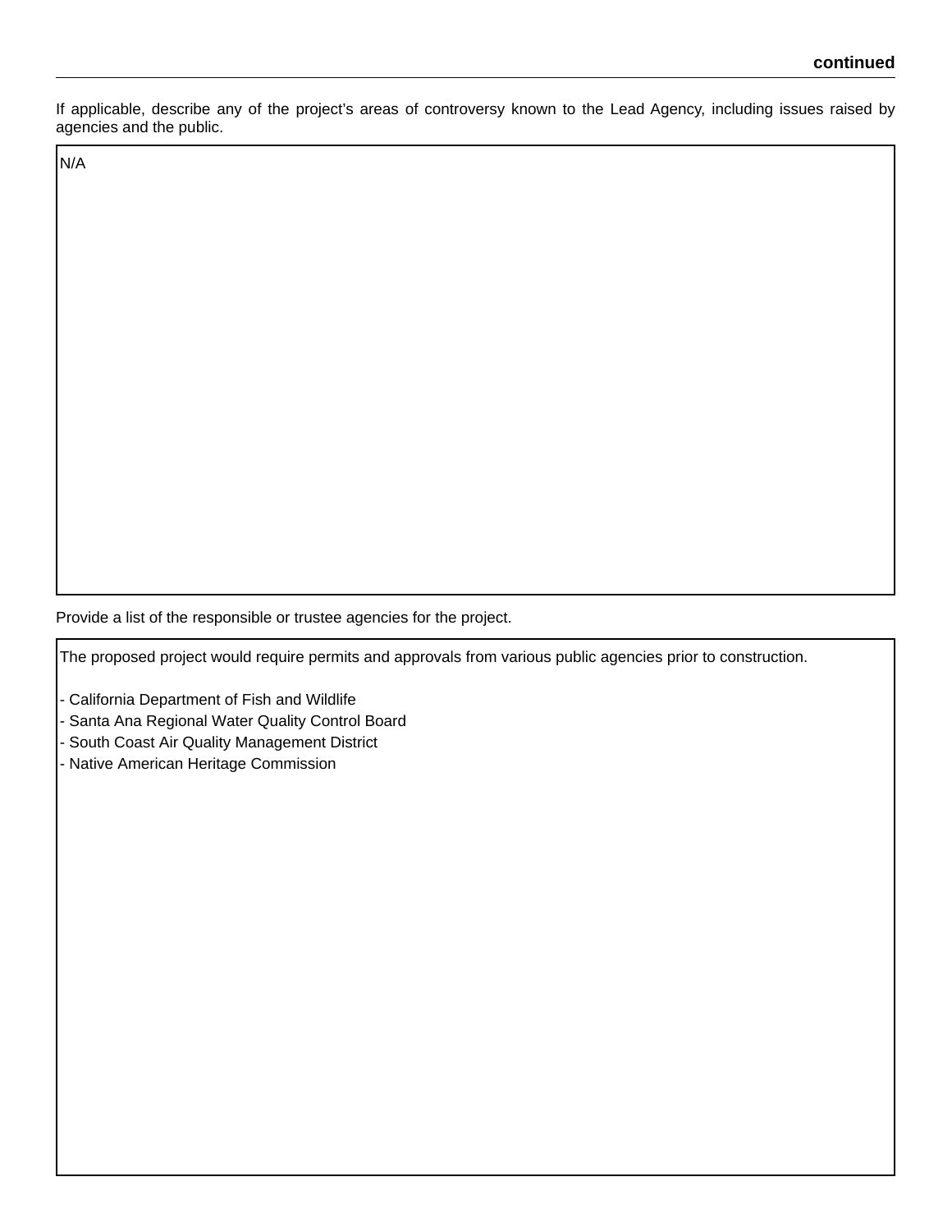**continued**

If applicable, describe any of the project's areas of controversy known to the Lead Agency, including issues raised by agencies and the public.

N/A

Provide a list of the responsible or trustee agencies for the project.

The proposed project would require permits and approvals from various public agencies prior to construction.

- California Department of Fish and Wildlife
- Santa Ana Regional Water Quality Control Board
- South Coast Air Quality Management District
- Native American Heritage Commission